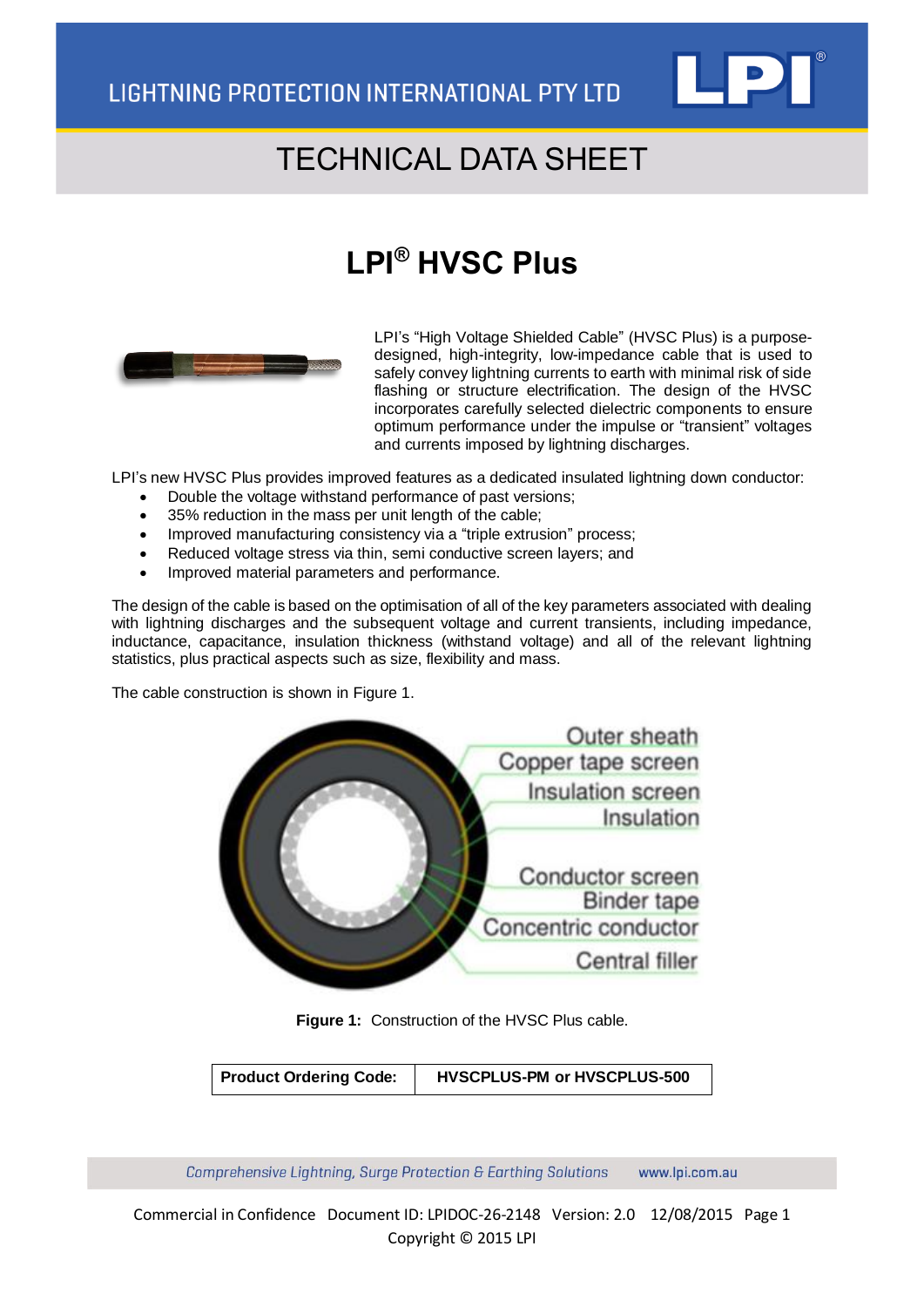LIGHTNING PROTECTION INTERNATIONAL PTY LTD

# TECHNICAL DATA SHEET

# LPI® HVSC Plus

LPI's "High Voltage Shielded Cable" (HVSC Plus) is a purpose-designed, high-integrity, low-impedance cable that is used to safely convey lightning currents to earth with minimal risk of side flashing or structure electrification. The design of the HVSC incorporates carefully selected dielectric components to ensure optimum performance under the impulse or "transient" voltages and currents imposed by lightning discharges.

LPI's new HVSC Plus provides improved features as a dedicated insulated lightning down conductor:

- Double the voltage withstand performance of past versions;
- 35% reduction in the mass per unit length of the cable;
- Improved manufacturing consistency via a "triple extrusion" process;
- Reduced voltage stress via thin, semi conductive screen layers; and
- Improved material parameters and performance.

The design of the cable is based on the optimisation of all of the key parameters associated with dealing with lightning discharges and the subsequent voltage and current transients, including impedance, inductance, capacitance, insulation thickness (withstand voltage) and all of the relevant lightning statistics, plus practical aspects such as size, flexibility and mass.

The cable construction is shown in Figure 1.

Outer sheath
Copper tape screen
Insulation screen
Insulation
Conductor screen
Binder tape
Concentric conductor
Central filler

**Figure 1:** Construction of the HVSC Plus cable.

| **Product Ordering Code:** | **HVSCPLUS-PM or HVSCPLUS-500** |
|---|---|

*Comprehensive Lightning, Surge Protection & Earthing Solutions* www.lpi.com.au

Commercial in Confidence Document ID: LPIDOC-26-2148 Version: 2.0 12/08/2015
Copyright © 2015 LPI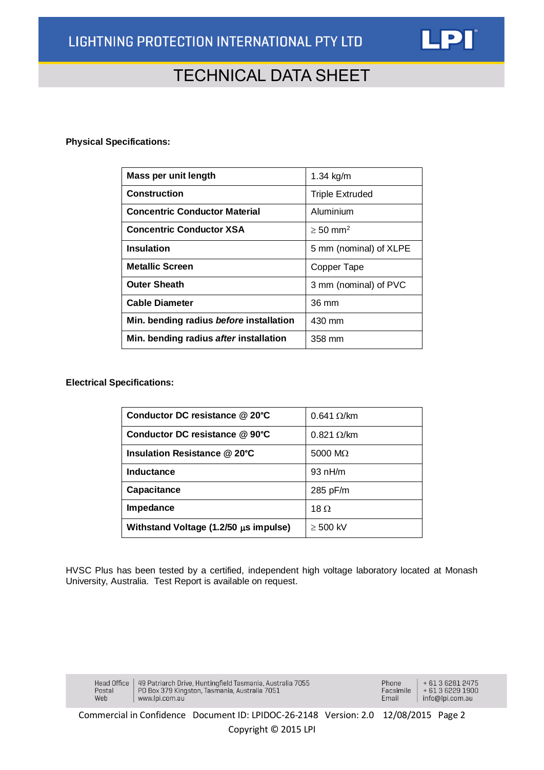**Physical Specifications:**

| | |
|---|---|
| **Mass per unit length** | 1.34 kg/m |
| **Construction** | Triple Extruded |
| **Concentric Conductor Material** | Aluminium |
| **Concentric Conductor XSA** | $\geq$ 50 mm$^2$ |
| **Insulation** | 5 mm (nominal) of XLPE |
| **Metallic Screen** | Copper Tape |
| **Outer Sheath** | 3 mm (nominal) of PVC |
| **Cable Diameter** | 36 mm |
| **Min. bending radius *before* installation** | 430 mm |
| **Min. bending radius *after* installation** | 358 mm |

**Electrical Specifications:**

| | |
|---|---|
| **Conductor DC resistance @ 20°C** | 0.641 Ω/km |
| **Conductor DC resistance @ 90°C** | 0.821 Ω/km |
| **Insulation Resistance @ 20°C** | 5000 MΩ |
| **Inductance** | 93 nH/m |
| **Capacitance** | 285 pF/m |
| **Impedance** | 18 Ω |
| **Withstand Voltage (1.2/50 μs impulse)** | $\geq$ 500 kV |

HVSC Plus has been tested by a certified, independent high voltage laboratory located at Monash University, Australia. Test Report is available on request.